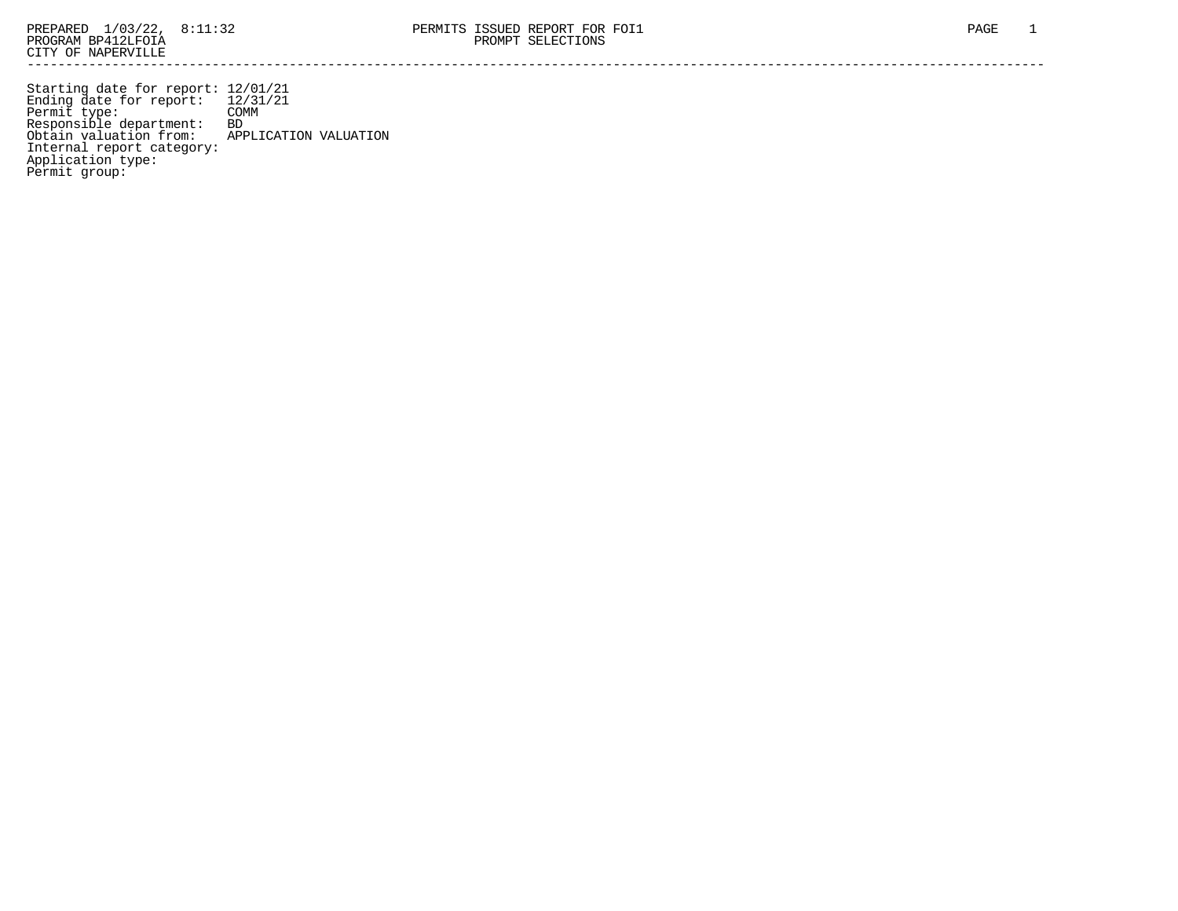PREPARED 1/03/22, 8:11:32 PERMITS ISSUED REPORT FOR FOI1 PAGE 1
PROGRAM BP412LFOIA PROMPT SELECTIONS
CITY OF NAPERVILLE

---

```
Starting date for report: 12/01/21
Ending date for report:   12/31/21
Permit type:              COMM
Responsible department:   BD
Obtain valuation from:    APPLICATION VALUATION
Internal report category:
Application type:
Permit group:
```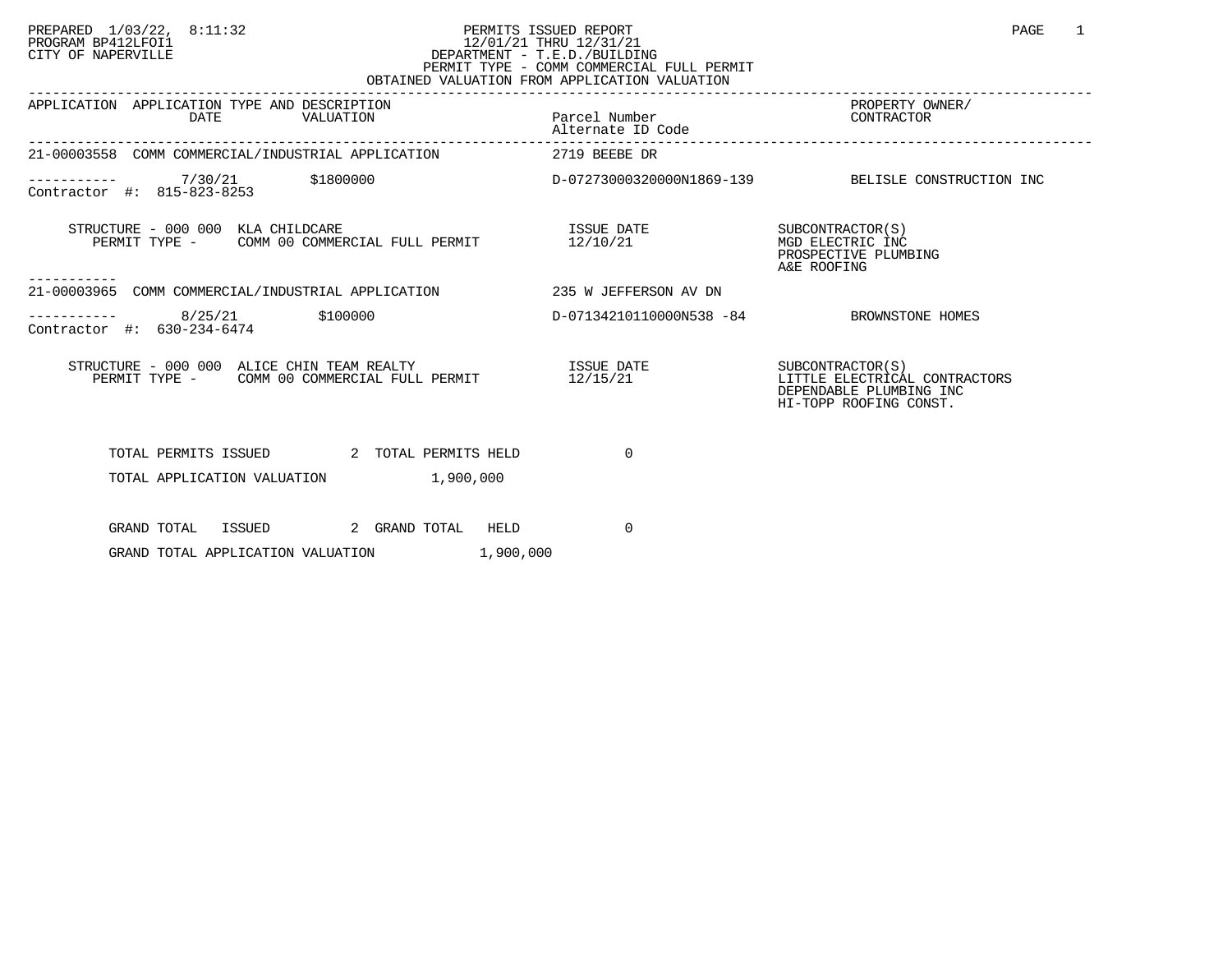PREPARED 1/03/22, 8:11:32
PROGRAM BP412LFOI1
CITY OF NAPERVILLE

PERMITS ISSUED REPORT
12/01/21 THRU 12/31/21
DEPARTMENT - T.E.D./BUILDING
PERMIT TYPE - COMM COMMERCIAL FULL PERMIT
OBTAINED VALUATION FROM APPLICATION VALUATION

| APPLICATION | APPLICATION TYPE AND DESCRIPTION DATE / VALUATION | Parcel Number / Alternate ID Code | PROPERTY OWNER/ CONTRACTOR |
|---|---|---|---|
| 21-00003558 | COMM COMMERCIAL/INDUSTRIAL APPLICATION | 2719 BEEBE DR | |
| ----------- | 7/30/21 $1800000 | D-07273000320000N1869-139 | BELISLE CONSTRUCTION INC |
| Contractor #: 815-823-8253 | | | |
| STRUCTURE - 000 000 KLA CHILDCARE | PERMIT TYPE - COMM 00 COMMERCIAL FULL PERMIT | ISSUE DATE 12/10/21 | SUBCONTRACTOR(S) MGD ELECTRIC INC PROSPECTIVE PLUMBING A&E ROOFING |
| 21-00003965 | COMM COMMERCIAL/INDUSTRIAL APPLICATION | 235 W JEFFERSON AV DN | |
| ----------- | 8/25/21 $100000 | D-07134210110000N538 -84 | BROWNSTONE HOMES |
| Contractor #: 630-234-6474 | | | |
| STRUCTURE - 000 000 ALICE CHIN TEAM REALTY | PERMIT TYPE - COMM 00 COMMERCIAL FULL PERMIT | ISSUE DATE 12/15/21 | SUBCONTRACTOR(S) LITTLE ELECTRICAL CONTRACTORS DEPENDABLE PLUMBING INC HI-TOPP ROOFING CONST. |

TOTAL PERMITS ISSUED 2 TOTAL PERMITS HELD 0

TOTAL APPLICATION VALUATION 1,900,000

GRAND TOTAL ISSUED 2 GRAND TOTAL HELD 0

GRAND TOTAL APPLICATION VALUATION 1,900,000